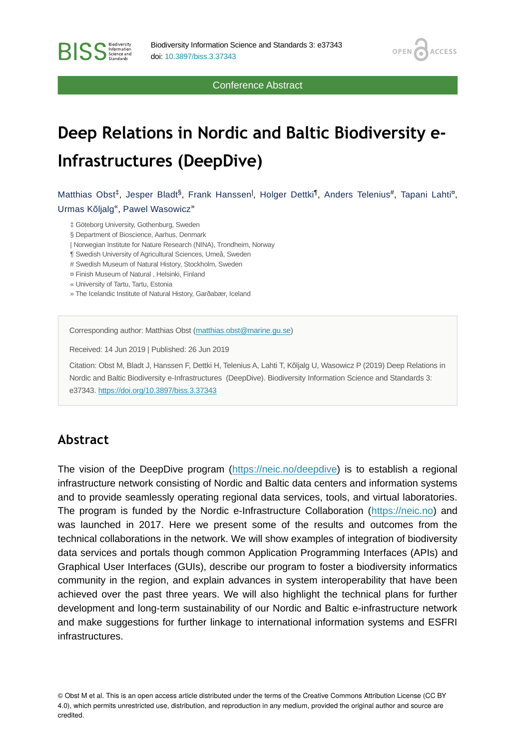Conference Abstract

# Deep Relations in Nordic and Baltic Biodiversity e-Infrastructures (DeepDive)

Matthias Obst[‡], Jesper Bladt[§], Frank Hanssen[|], Holger Dettki[¶], Anders Telenius[#], Tapani Lahti[¤], Urmas Kõljalg[«], Pawel Wasowicz[»]

‡ Göteborg University, Gothenburg, Sweden
§ Department of Bioscience, Aarhus, Denmark
| Norwegian Institute for Nature Research (NINA), Trondheim, Norway
¶ Swedish University of Agricultural Sciences, Umeå, Sweden
# Swedish Museum of Natural History, Stockholm, Sweden
¤ Finish Museum of Natural , Helsinki, Finland
« University of Tartu, Tartu, Estonia
» The Icelandic Institute of Natural History, Garðabær, Iceland

Corresponding author: Matthias Obst (matthias.obst@marine.gu.se)

Received: 14 Jun 2019 | Published: 26 Jun 2019

Citation: Obst M, Bladt J, Hanssen F, Dettki H, Telenius A, Lahti T, Kõljalg U, Wasowicz P (2019) Deep Relations in Nordic and Baltic Biodiversity e-Infrastructures (DeepDive). Biodiversity Information Science and Standards 3: e37343. https://doi.org/10.3897/biss.3.37343

## Abstract

The vision of the DeepDive program (https://neic.no/deepdive) is to establish a regional infrastructure network consisting of Nordic and Baltic data centers and information systems and to provide seamlessly operating regional data services, tools, and virtual laboratories. The program is funded by the Nordic e-Infrastructure Collaboration (https://neic.no) and was launched in 2017. Here we present some of the results and outcomes from the technical collaborations in the network. We will show examples of integration of biodiversity data services and portals though common Application Programming Interfaces (APIs) and Graphical User Interfaces (GUIs), describe our program to foster a biodiversity informatics community in the region, and explain advances in system interoperability that have been achieved over the past three years. We will also highlight the technical plans for further development and long-term sustainability of our Nordic and Baltic e-infrastructure network and make suggestions for further linkage to international information systems and ESFRI infrastructures.

© Obst M et al. This is an open access article distributed under the terms of the Creative Commons Attribution License (CC BY 4.0), which permits unrestricted use, distribution, and reproduction in any medium, provided the original author and source are credited.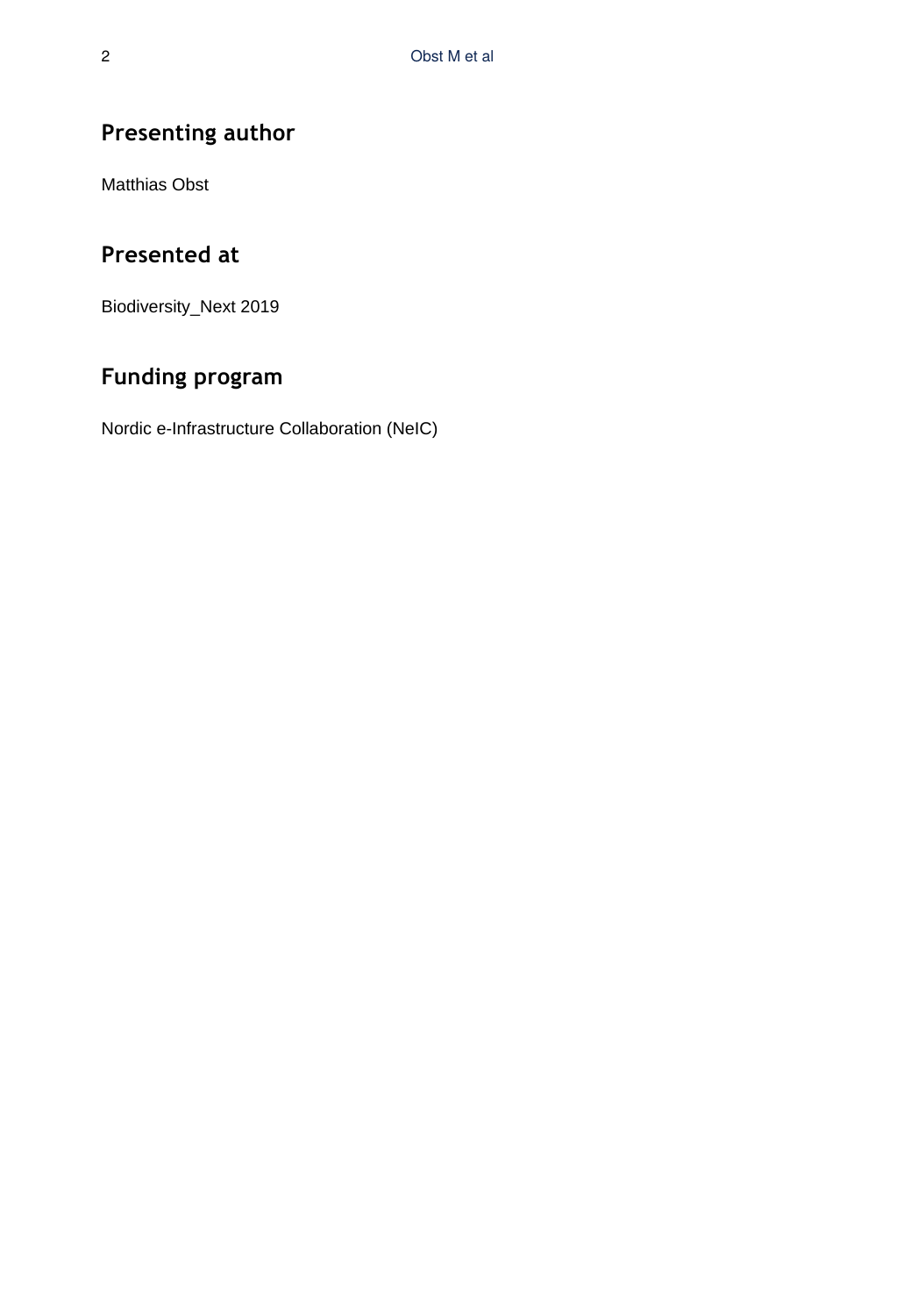## Presenting author

Matthias Obst

## Presented at

Biodiversity_Next 2019

## Funding program

Nordic e-Infrastructure Collaboration (NeIC)